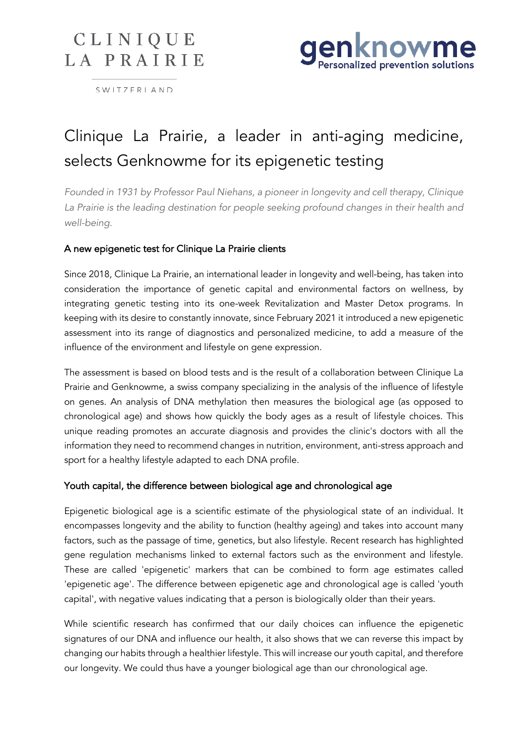CLINIQUE LA PRAIRIE

SWITZERLAND

genknowme
Personalized prevention solutions

# Clinique La Prairie, a leader in anti-aging medicine, selects Genknowme for its epigenetic testing

*Founded in 1931 by Professor Paul Niehans, a pioneer in longevity and cell therapy, Clinique La Prairie is the leading destination for people seeking profound changes in their health and well-being.*

## A new epigenetic test for Clinique La Prairie clients

Since 2018, Clinique La Prairie, an international leader in longevity and well-being, has taken into consideration the importance of genetic capital and environmental factors on wellness, by integrating genetic testing into its one-week Revitalization and Master Detox programs. In keeping with its desire to constantly innovate, since February 2021 it introduced a new epigenetic assessment into its range of diagnostics and personalized medicine, to add a measure of the influence of the environment and lifestyle on gene expression.

The assessment is based on blood tests and is the result of a collaboration between Clinique La Prairie and Genknowme, a swiss company specializing in the analysis of the influence of lifestyle on genes. An analysis of DNA methylation then measures the biological age (as opposed to chronological age) and shows how quickly the body ages as a result of lifestyle choices. This unique reading promotes an accurate diagnosis and provides the clinic's doctors with all the information they need to recommend changes in nutrition, environment, anti-stress approach and sport for a healthy lifestyle adapted to each DNA profile.

## Youth capital, the difference between biological age and chronological age

Epigenetic biological age is a scientific estimate of the physiological state of an individual. It encompasses longevity and the ability to function (healthy ageing) and takes into account many factors, such as the passage of time, genetics, but also lifestyle. Recent research has highlighted gene regulation mechanisms linked to external factors such as the environment and lifestyle. These are called 'epigenetic' markers that can be combined to form age estimates called 'epigenetic age'. The difference between epigenetic age and chronological age is called 'youth capital', with negative values indicating that a person is biologically older than their years.

While scientific research has confirmed that our daily choices can influence the epigenetic signatures of our DNA and influence our health, it also shows that we can reverse this impact by changing our habits through a healthier lifestyle. This will increase our youth capital, and therefore our longevity. We could thus have a younger biological age than our chronological age.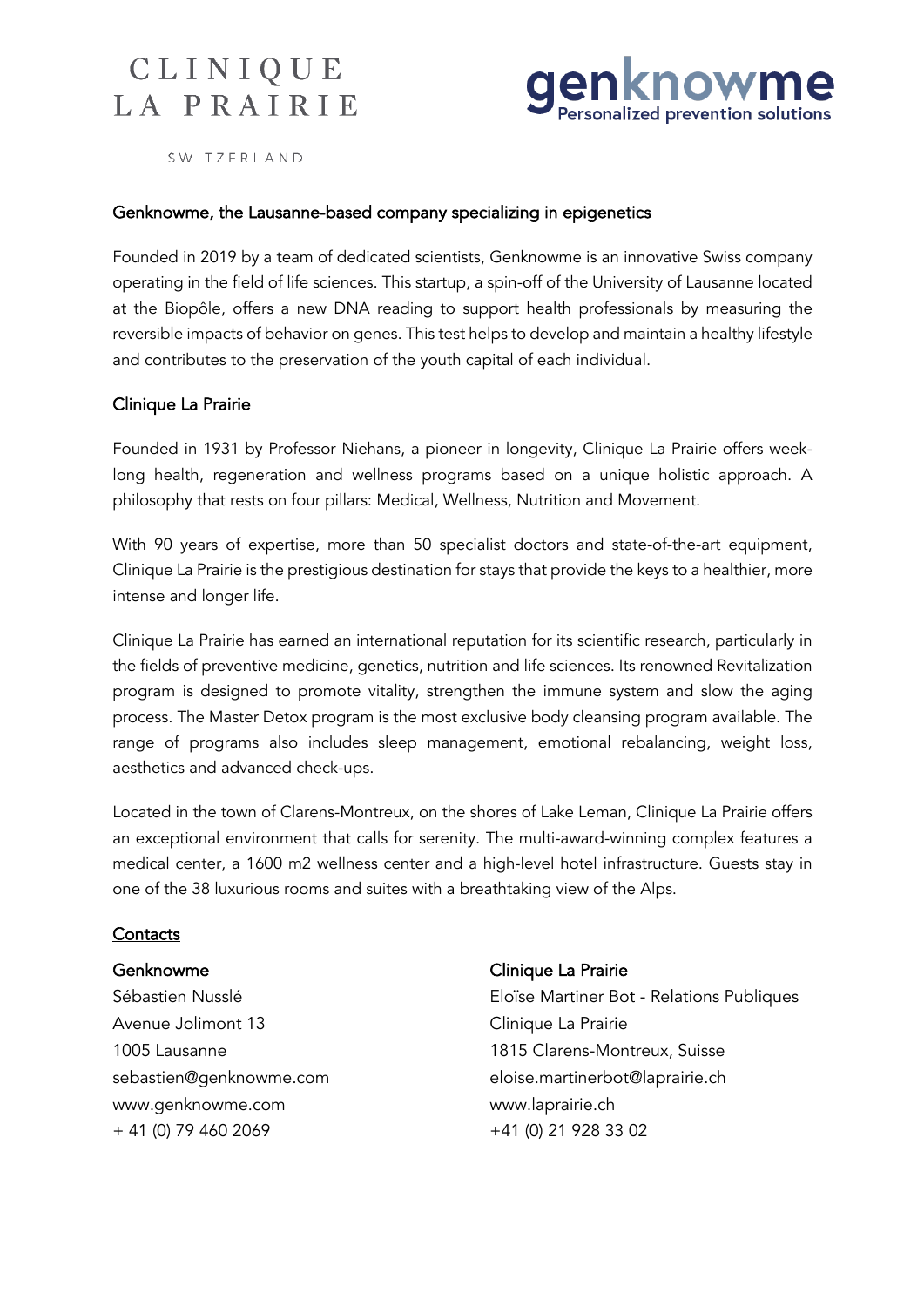CLINIQUE
LA PRAIRIE

SWITZERLAND

genknowme
Personalized prevention solutions

## Genknowme, the Lausanne-based company specializing in epigenetics

Founded in 2019 by a team of dedicated scientists, Genknowme is an innovative Swiss company operating in the field of life sciences. This startup, a spin-off of the University of Lausanne located at the Biopôle, offers a new DNA reading to support health professionals by measuring the reversible impacts of behavior on genes. This test helps to develop and maintain a healthy lifestyle and contributes to the preservation of the youth capital of each individual.

## Clinique La Prairie

Founded in 1931 by Professor Niehans, a pioneer in longevity, Clinique La Prairie offers week-long health, regeneration and wellness programs based on a unique holistic approach. A philosophy that rests on four pillars: Medical, Wellness, Nutrition and Movement.

With 90 years of expertise, more than 50 specialist doctors and state-of-the-art equipment, Clinique La Prairie is the prestigious destination for stays that provide the keys to a healthier, more intense and longer life.

Clinique La Prairie has earned an international reputation for its scientific research, particularly in the fields of preventive medicine, genetics, nutrition and life sciences. Its renowned Revitalization program is designed to promote vitality, strengthen the immune system and slow the aging process. The Master Detox program is the most exclusive body cleansing program available. The range of programs also includes sleep management, emotional rebalancing, weight loss, aesthetics and advanced check-ups.

Located in the town of Clarens-Montreux, on the shores of Lake Leman, Clinique La Prairie offers an exceptional environment that calls for serenity. The multi-award-winning complex features a medical center, a 1600 m2 wellness center and a high-level hotel infrastructure. Guests stay in one of the 38 luxurious rooms and suites with a breathtaking view of the Alps.

## Contacts

**Genknowme**
Sébastien Nusslé
Avenue Jolimont 13
1005 Lausanne
sebastien@genknowme.com
www.genknowme.com
+ 41 (0) 79 460 2069

**Clinique La Prairie**
Eloïse Martiner Bot - Relations Publiques
Clinique La Prairie
1815 Clarens-Montreux, Suisse
eloise.martinerbot@laprairie.ch
www.laprairie.ch
+41 (0) 21 928 33 02